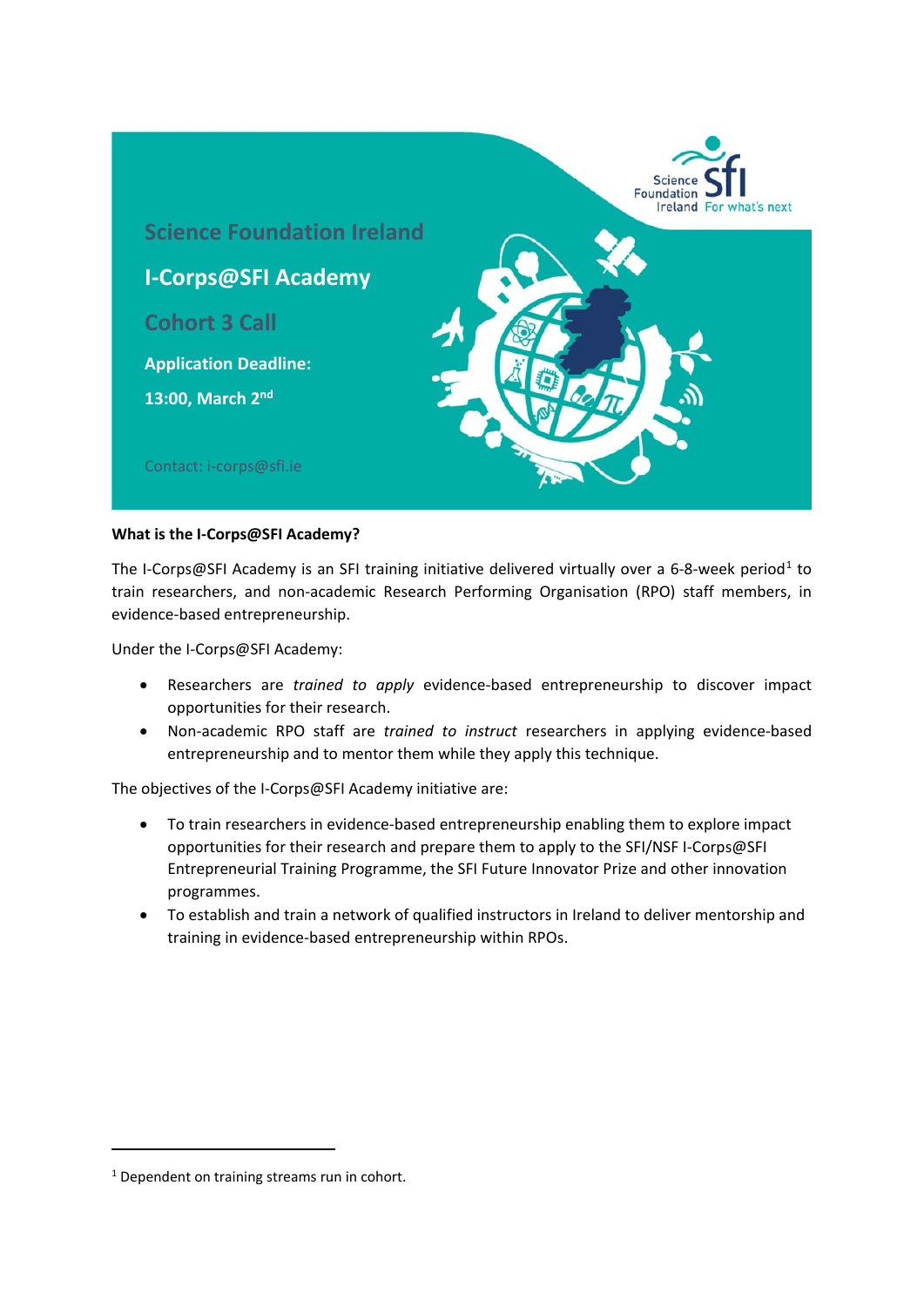# Science Foundation Ireland

## I-Corps@SFI Academy

## Cohort 3 Call

**Application Deadline:**

**13:00, March 2nd**

Contact: i-corps@sfi.ie

**What is the I-Corps@SFI Academy?**

The I-Corps@SFI Academy is an SFI training initiative delivered virtually over a 6-8-week period[1] to train researchers, and non-academic Research Performing Organisation (RPO) staff members, in evidence-based entrepreneurship.

Under the I-Corps@SFI Academy:

- Researchers are *trained to apply* evidence-based entrepreneurship to discover impact opportunities for their research.
- Non-academic RPO staff are *trained to instruct* researchers in applying evidence-based entrepreneurship and to mentor them while they apply this technique.

The objectives of the I-Corps@SFI Academy initiative are:

- To train researchers in evidence-based entrepreneurship enabling them to explore impact opportunities for their research and prepare them to apply to the SFI/NSF I-Corps@SFI Entrepreneurial Training Programme, the SFI Future Innovator Prize and other innovation programmes.
- To establish and train a network of qualified instructors in Ireland to deliver mentorship and training in evidence-based entrepreneurship within RPOs.

[1] Dependent on training streams run in cohort.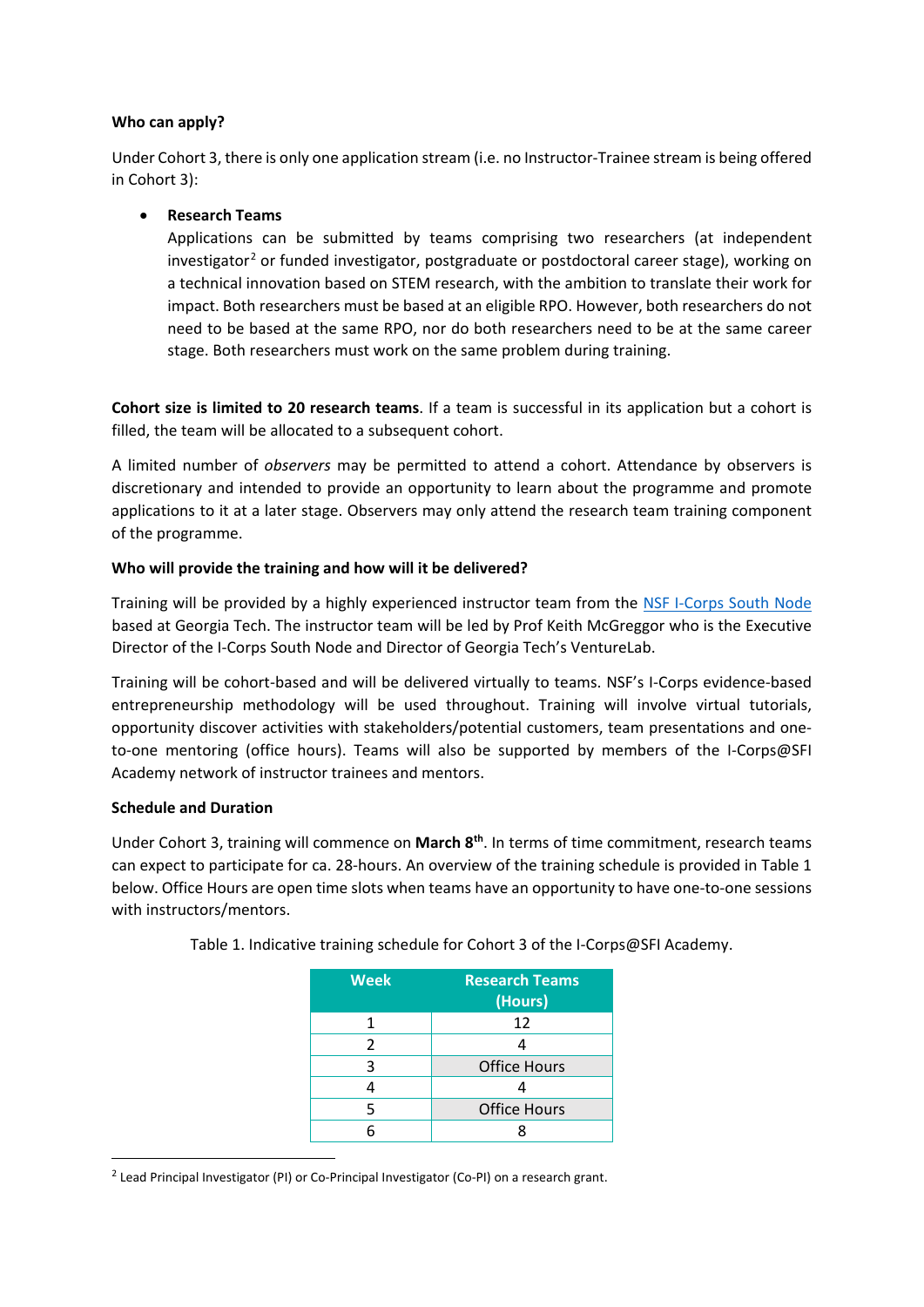**Who can apply?**

Under Cohort 3, there is only one application stream (i.e. no Instructor-Trainee stream is being offered in Cohort 3):

- **Research Teams**
  Applications can be submitted by teams comprising two researchers (at independent investigator[2] or funded investigator, postgraduate or postdoctoral career stage), working on a technical innovation based on STEM research, with the ambition to translate their work for impact. Both researchers must be based at an eligible RPO. However, both researchers do not need to be based at the same RPO, nor do both researchers need to be at the same career stage. Both researchers must work on the same problem during training.

**Cohort size is limited to 20 research teams**. If a team is successful in its application but a cohort is filled, the team will be allocated to a subsequent cohort.

A limited number of *observers* may be permitted to attend a cohort. Attendance by observers is discretionary and intended to provide an opportunity to learn about the programme and promote applications to it at a later stage. Observers may only attend the research team training component of the programme.

**Who will provide the training and how will it be delivered?**

Training will be provided by a highly experienced instructor team from the NSF I-Corps South Node based at Georgia Tech. The instructor team will be led by Prof Keith McGreggor who is the Executive Director of the I-Corps South Node and Director of Georgia Tech's VentureLab.

Training will be cohort-based and will be delivered virtually to teams. NSF's I-Corps evidence-based entrepreneurship methodology will be used throughout. Training will involve virtual tutorials, opportunity discover activities with stakeholders/potential customers, team presentations and one-to-one mentoring (office hours). Teams will also be supported by members of the I-Corps@SFI Academy network of instructor trainees and mentors.

**Schedule and Duration**

Under Cohort 3, training will commence on **March 8th**. In terms of time commitment, research teams can expect to participate for ca. 28-hours. An overview of the training schedule is provided in Table 1 below. Office Hours are open time slots when teams have an opportunity to have one-to-one sessions with instructors/mentors.

Table 1. Indicative training schedule for Cohort 3 of the I-Corps@SFI Academy.

| Week | Research Teams (Hours) |
|---|---|
| 1 | 12 |
| 2 | 4 |
| 3 | Office Hours |
| 4 | 4 |
| 5 | Office Hours |
| 6 | 8 |

[2] Lead Principal Investigator (PI) or Co-Principal Investigator (Co-PI) on a research grant.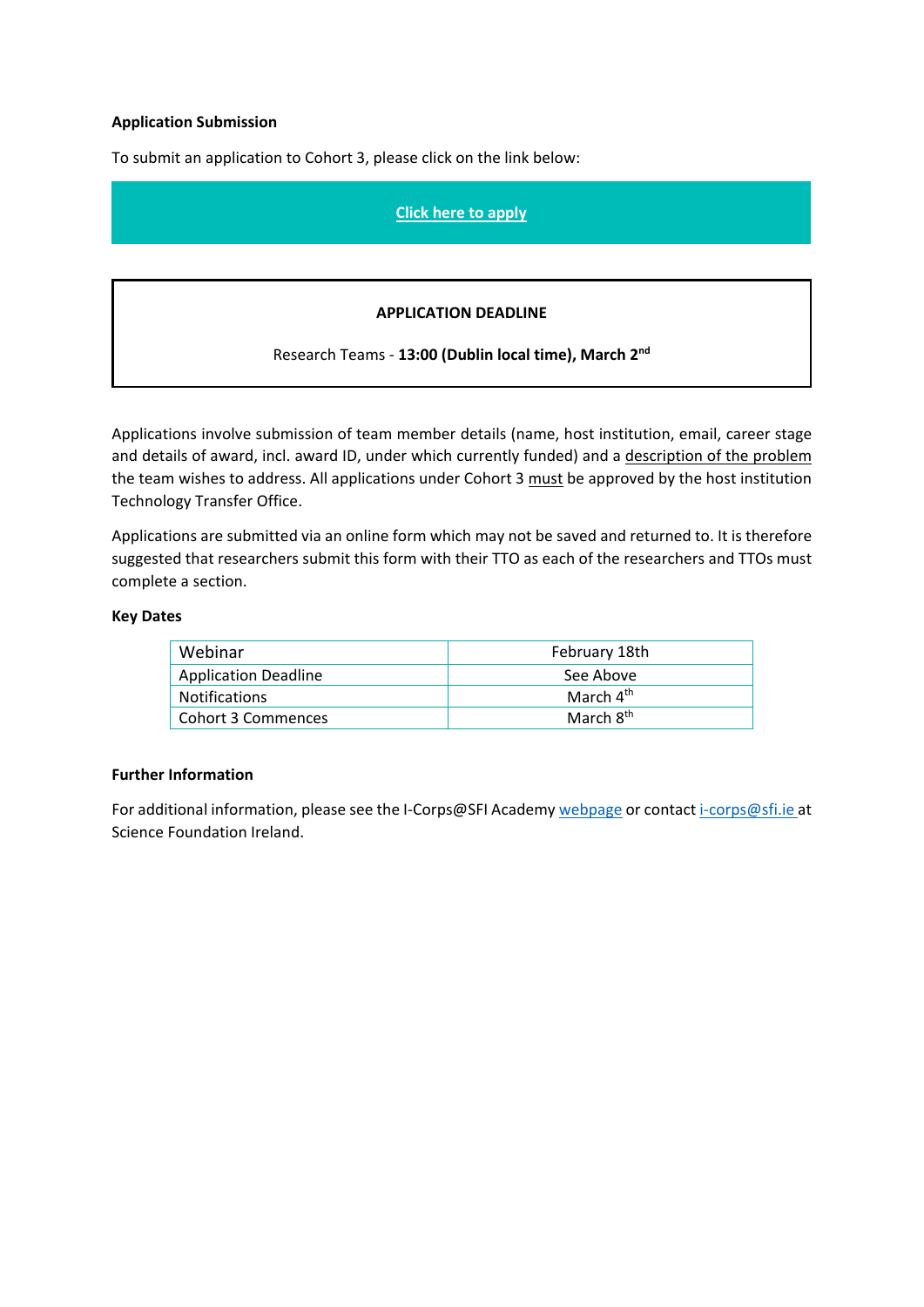**Application Submission**

To submit an application to Cohort 3, please click on the link below:

[Click here to apply]

**APPLICATION DEADLINE**

Research Teams - **13:00 (Dublin local time), March 2nd**

Applications involve submission of team member details (name, host institution, email, career stage and details of award, incl. award ID, under which currently funded) and a description of the problem the team wishes to address. All applications under Cohort 3 must be approved by the host institution Technology Transfer Office.

Applications are submitted via an online form which may not be saved and returned to. It is therefore suggested that researchers submit this form with their TTO as each of the researchers and TTOs must complete a section.

**Key Dates**

| | |
|---|---|
| Webinar | February 18th |
| Application Deadline | See Above |
| Notifications | March 4th |
| Cohort 3 Commences | March 8th |

**Further Information**

For additional information, please see the I-Corps@SFI Academy webpage or contact i-corps@sfi.ie at Science Foundation Ireland.